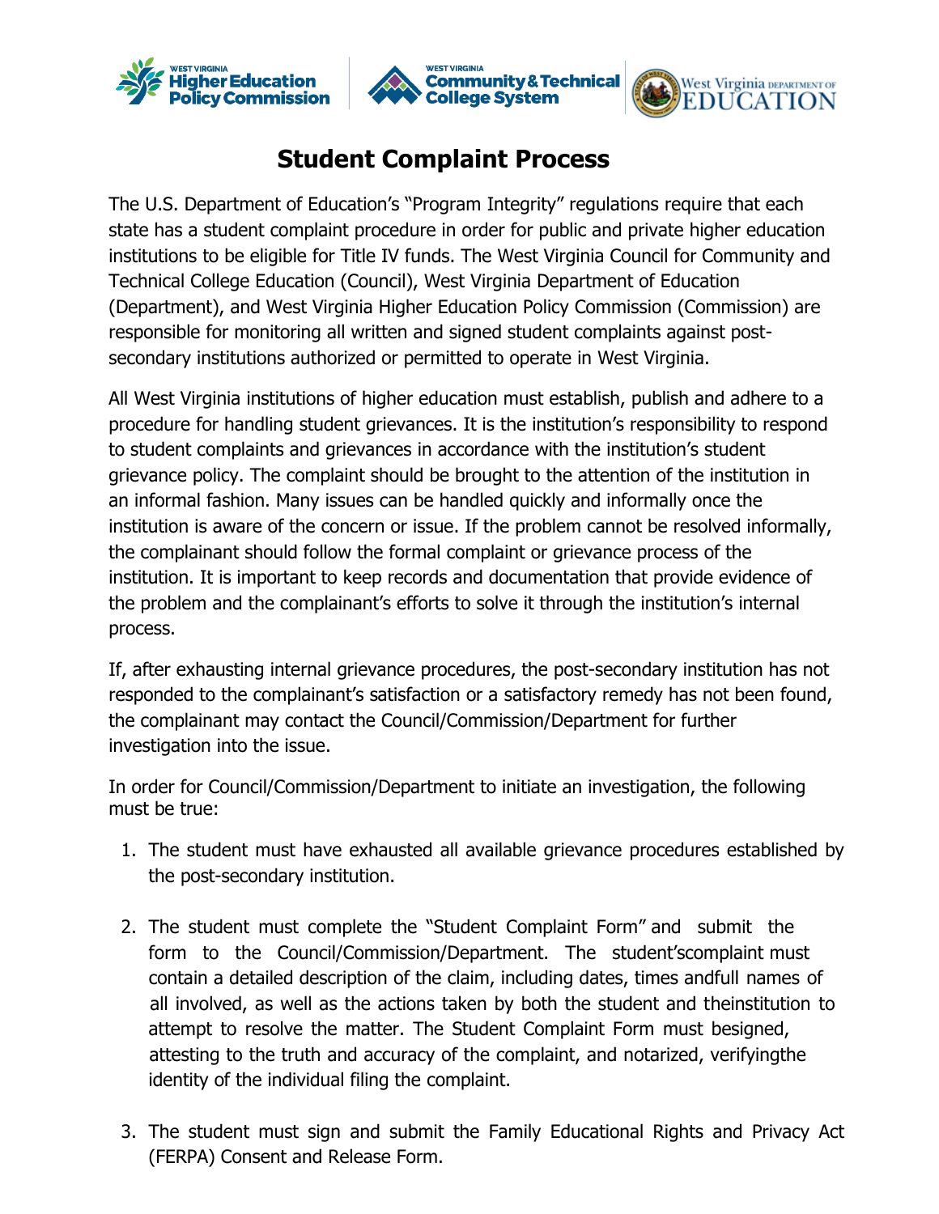# Student Complaint Process

The U.S. Department of Education's "Program Integrity" regulations require that each state has a student complaint procedure in order for public and private higher education institutions to be eligible for Title IV funds. The West Virginia Council for Community and Technical College Education (Council), West Virginia Department of Education (Department), and West Virginia Higher Education Policy Commission (Commission) are responsible for monitoring all written and signed student complaints against post-secondary institutions authorized or permitted to operate in West Virginia.

All West Virginia institutions of higher education must establish, publish and adhere to a procedure for handling student grievances. It is the institution's responsibility to respond to student complaints and grievances in accordance with the institution's student grievance policy. The complaint should be brought to the attention of the institution in an informal fashion. Many issues can be handled quickly and informally once the institution is aware of the concern or issue. If the problem cannot be resolved informally, the complainant should follow the formal complaint or grievance process of the institution. It is important to keep records and documentation that provide evidence of the problem and the complainant's efforts to solve it through the institution's internal process.

If, after exhausting internal grievance procedures, the post-secondary institution has not responded to the complainant's satisfaction or a satisfactory remedy has not been found, the complainant may contact the Council/Commission/Department for further investigation into the issue.

In order for Council/Commission/Department to initiate an investigation, the following must be true:

1. The student must have exhausted all available grievance procedures established by the post-secondary institution.
2. The student must complete the "Student Complaint Form" and submit the form to the Council/Commission/Department. The student'scomplaint must contain a detailed description of the claim, including dates, times andfull names of all involved, as well as the actions taken by both the student and theinstitution to attempt to resolve the matter. The Student Complaint Form must besigned, attesting to the truth and accuracy of the complaint, and notarized, verifyingthe identity of the individual filing the complaint.
3. The student must sign and submit the Family Educational Rights and Privacy Act (FERPA) Consent and Release Form.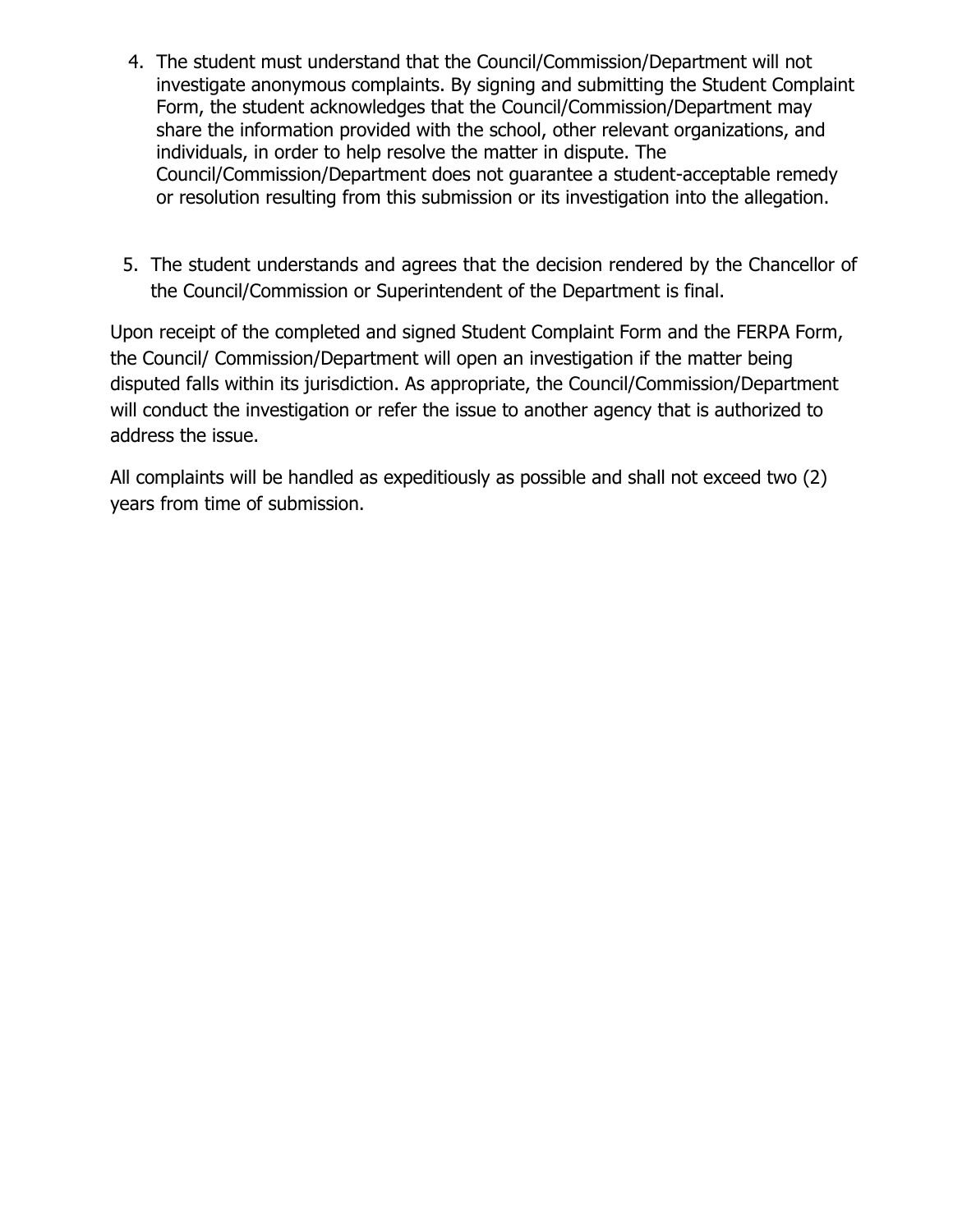4. The student must understand that the Council/Commission/Department will not investigate anonymous complaints. By signing and submitting the Student Complaint Form, the student acknowledges that the Council/Commission/Department may share the information provided with the school, other relevant organizations, and individuals, in order to help resolve the matter in dispute. The Council/Commission/Department does not guarantee a student-acceptable remedy or resolution resulting from this submission or its investigation into the allegation.

5. The student understands and agrees that the decision rendered by the Chancellor of the Council/Commission or Superintendent of the Department is final.

Upon receipt of the completed and signed Student Complaint Form and the FERPA Form, the Council/ Commission/Department will open an investigation if the matter being disputed falls within its jurisdiction. As appropriate, the Council/Commission/Department will conduct the investigation or refer the issue to another agency that is authorized to address the issue.

All complaints will be handled as expeditiously as possible and shall not exceed two (2) years from time of submission.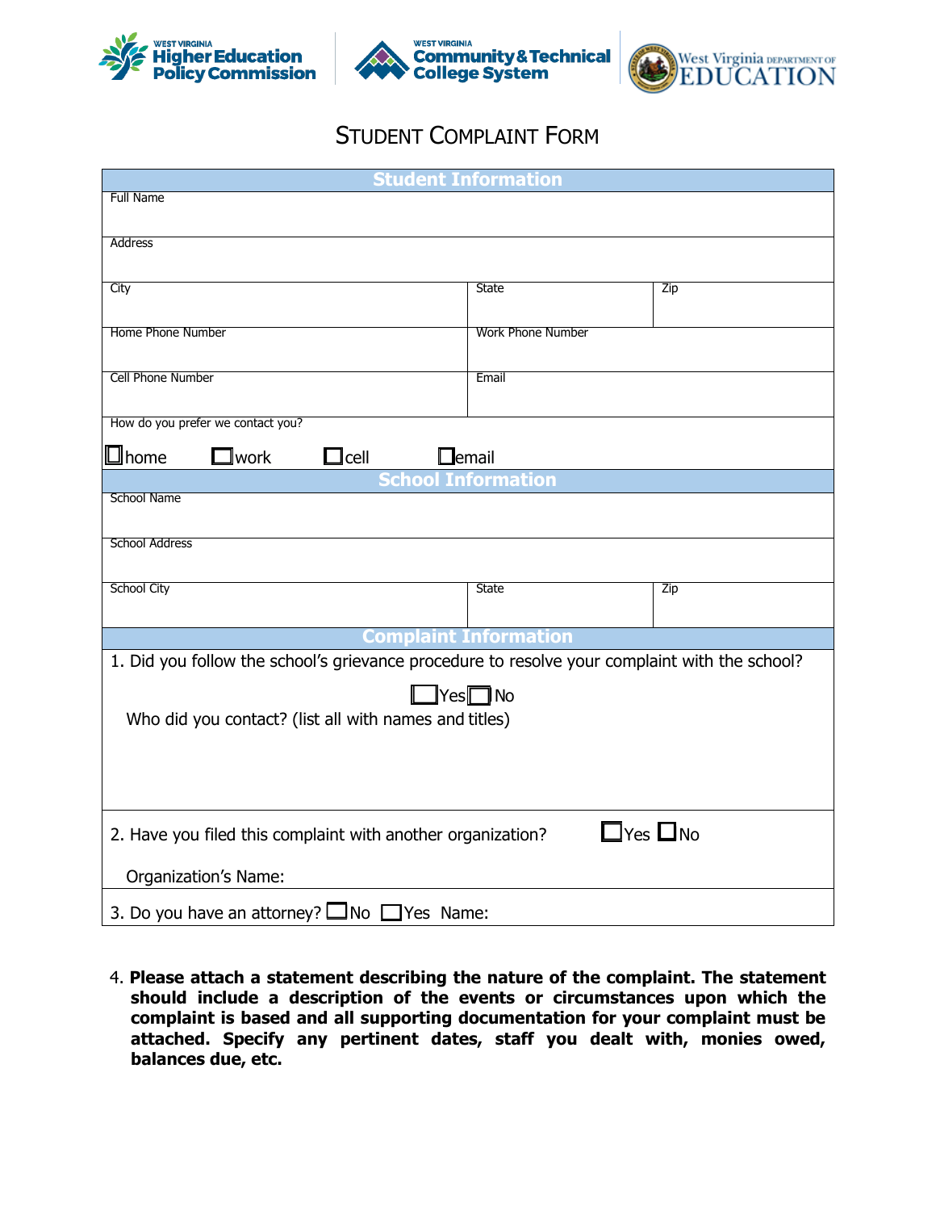WEST VIRGINIA Higher Education Policy Commission | WEST VIRGINIA Community & Technical College System | West Virginia DEPARTMENT OF EDUCATION

# Student Complaint Form

## Student Information

| Full Name | | |
|---|---|---|
| **Address** | | |
| **City** | **State** | **Zip** |
| **Home Phone Number** | **Work Phone Number** | |
| **Cell Phone Number** | **Email** | |

How do you prefer we contact you?

☐ home ☐ work ☐ cell ☐ email

## School Information

| School Name | | |
|---|---|---|
| **School Address** | | |
| **School City** | **State** | **Zip** |

## Complaint Information

1. Did you follow the school's grievance procedure to resolve your complaint with the school?

   ☐ Yes ☐ No

   Who did you contact? (list all with names and titles)

2. Have you filed this complaint with another organization? ☐ Yes ☐ No

   Organization's Name:

3. Do you have an attorney? ☐ No ☐ Yes Name:

4. **Please attach a statement describing the nature of the complaint. The statement should include a description of the events or circumstances upon which the complaint is based and all supporting documentation for your complaint must be attached. Specify any pertinent dates, staff you dealt with, monies owed, balances due, etc.**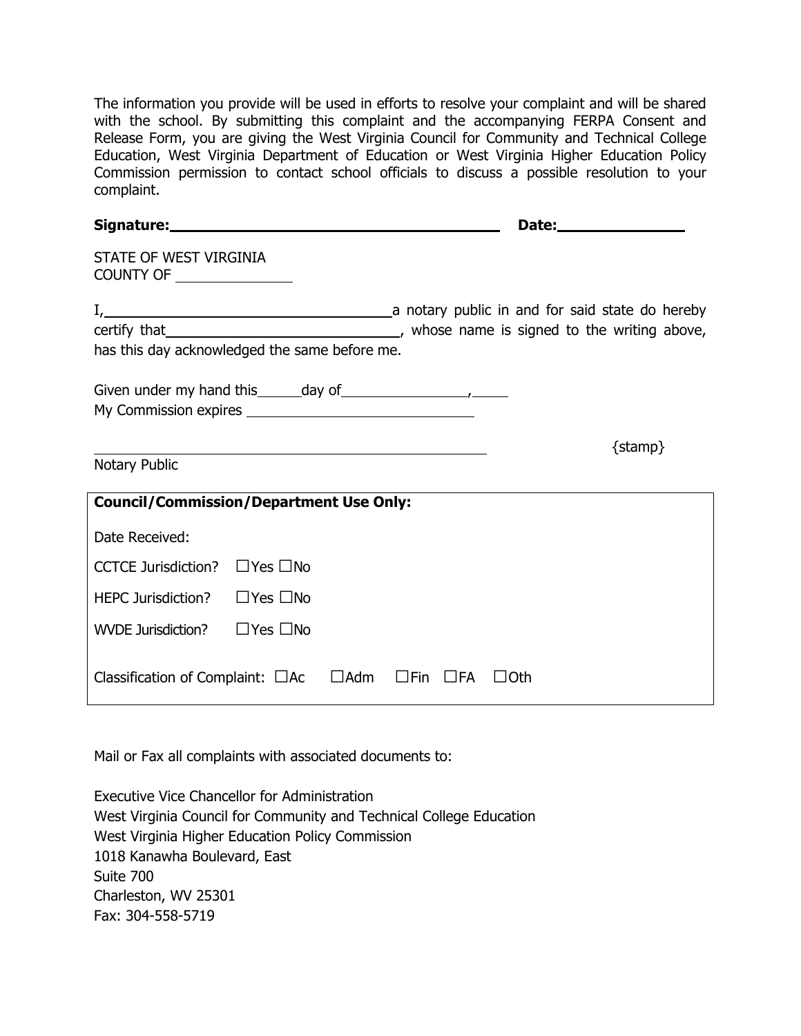The information you provide will be used in efforts to resolve your complaint and will be shared with the school. By submitting this complaint and the accompanying FERPA Consent and Release Form, you are giving the West Virginia Council for Community and Technical College Education, West Virginia Department of Education or West Virginia Higher Education Policy Commission permission to contact school officials to discuss a possible resolution to your complaint.

**Signature:**\_\_\_\_\_\_\_\_\_\_\_\_\_\_\_\_\_\_\_\_\_\_\_\_\_\_\_\_\_\_\_\_\_\_\_\_\_\_\_ **Date:**\_\_\_\_\_\_\_\_\_\_\_\_\_\_\_

STATE OF WEST VIRGINIA
COUNTY OF \_\_\_\_\_\_\_\_\_\_\_\_\_\_\_

I, \_\_\_\_\_\_\_\_\_\_\_\_\_\_\_\_\_\_\_\_\_\_\_\_\_\_\_\_\_\_\_\_\_\_\_\_ a notary public in and for said state do hereby certify that \_\_\_\_\_\_\_\_\_\_\_\_\_\_\_\_\_\_\_\_\_\_\_\_\_\_\_\_\_\_, whose name is signed to the writing above, has this day acknowledged the same before me.

Given under my hand this \_\_\_\_\_ day of \_\_\_\_\_\_\_\_\_\_\_\_\_\_\_\_\_, \_\_\_\_\_
My Commission expires \_\_\_\_\_\_\_\_\_\_\_\_\_\_\_\_\_\_\_\_\_\_\_\_\_\_\_\_\_\_

\_\_\_\_\_\_\_\_\_\_\_\_\_\_\_\_\_\_\_\_\_\_\_\_\_\_\_\_\_\_\_\_\_\_\_\_\_\_\_\_\_\_\_\_\_\_\_\_ {stamp}
Notary Public

| **Council/Commission/Department Use Only:** |
|---|
| Date Received: |
| CCTCE Jurisdiction? ☐Yes ☐No |
| HEPC Jurisdiction? ☐Yes ☐No |
| WVDE Jurisdiction? ☐Yes ☐No |
| Classification of Complaint: ☐Ac ☐Adm ☐Fin ☐FA ☐Oth |

Mail or Fax all complaints with associated documents to:

Executive Vice Chancellor for Administration
West Virginia Council for Community and Technical College Education
West Virginia Higher Education Policy Commission
1018 Kanawha Boulevard, East
Suite 700
Charleston, WV 25301
Fax: 304-558-5719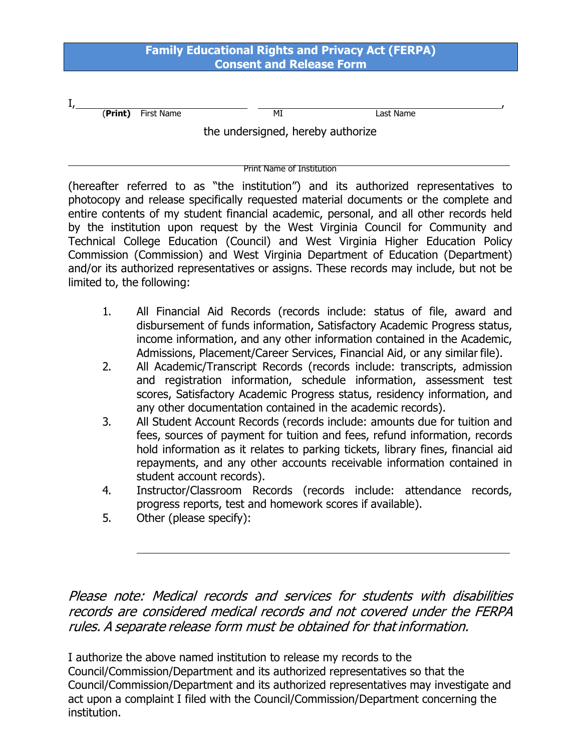# Family Educational Rights and Privacy Act (FERPA) Consent and Release Form

I, \_\_\_\_\_\_\_\_\_\_\_\_\_\_\_\_\_\_\_\_\_\_\_\_\_\_\_\_\_\_ \_\_\_\_\_\_\_\_\_\_\_\_\_\_\_\_\_\_\_\_\_\_\_\_\_\_\_\_\_\_\_\_\_\_\_\_\_\_,
(**Print**) First Name MI Last Name

the undersigned, hereby authorize

\_\_\_\_\_\_\_\_\_\_\_\_\_\_\_\_\_\_\_\_\_\_\_\_\_\_\_\_\_\_\_\_\_\_\_\_\_\_\_\_\_\_\_\_\_\_\_\_\_\_\_\_\_\_\_\_\_\_\_\_
Print Name of Institution

(hereafter referred to as "the institution") and its authorized representatives to photocopy and release specifically requested material documents or the complete and entire contents of my student financial academic, personal, and all other records held by the institution upon request by the West Virginia Council for Community and Technical College Education (Council) and West Virginia Higher Education Policy Commission (Commission) and West Virginia Department of Education (Department) and/or its authorized representatives or assigns. These records may include, but not be limited to, the following:

1. All Financial Aid Records (records include: status of file, award and disbursement of funds information, Satisfactory Academic Progress status, income information, and any other information contained in the Academic, Admissions, Placement/Career Services, Financial Aid, or any similar file).
2. All Academic/Transcript Records (records include: transcripts, admission and registration information, schedule information, assessment test scores, Satisfactory Academic Progress status, residency information, and any other documentation contained in the academic records).
3. All Student Account Records (records include: amounts due for tuition and fees, sources of payment for tuition and fees, refund information, records hold information as it relates to parking tickets, library fines, financial aid repayments, and any other accounts receivable information contained in student account records).
4. Instructor/Classroom Records (records include: attendance records, progress reports, test and homework scores if available).
5. Other (please specify):

\_\_\_\_\_\_\_\_\_\_\_\_\_\_\_\_\_\_\_\_\_\_\_\_\_\_\_\_\_\_\_\_\_\_\_\_\_\_\_\_\_\_\_\_\_\_\_\_\_\_\_\_\_\_\_\_

*Please note: Medical records and services for students with disabilities records are considered medical records and not covered under the FERPA rules. A separate release form must be obtained for that information.*

I authorize the above named institution to release my records to the Council/Commission/Department and its authorized representatives so that the Council/Commission/Department and its authorized representatives may investigate and act upon a complaint I filed with the Council/Commission/Department concerning the institution.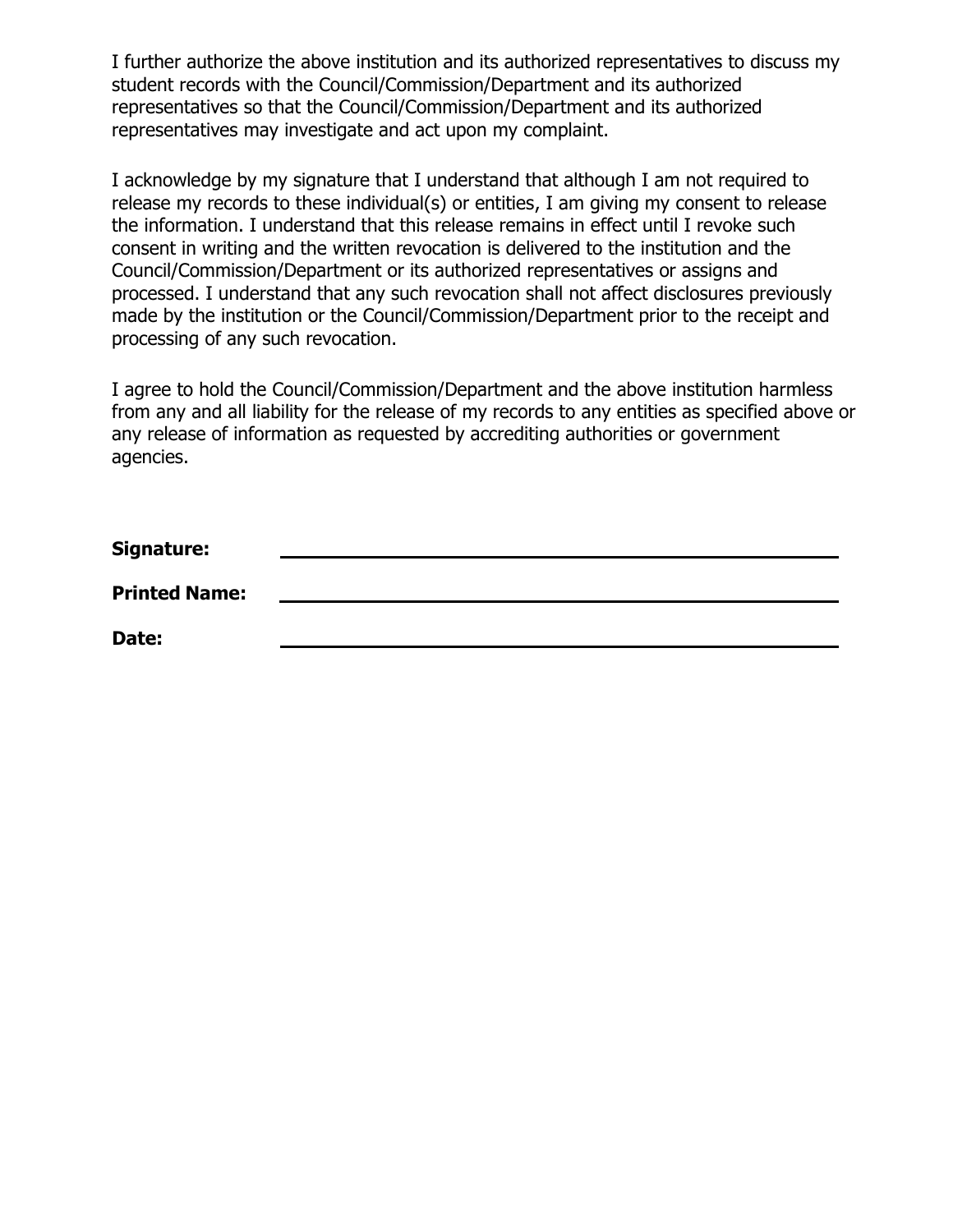I further authorize the above institution and its authorized representatives to discuss my student records with the Council/Commission/Department and its authorized representatives so that the Council/Commission/Department and its authorized representatives may investigate and act upon my complaint.

I acknowledge by my signature that I understand that although I am not required to release my records to these individual(s) or entities, I am giving my consent to release the information. I understand that this release remains in effect until I revoke such consent in writing and the written revocation is delivered to the institution and the Council/Commission/Department or its authorized representatives or assigns and processed. I understand that any such revocation shall not affect disclosures previously made by the institution or the Council/Commission/Department prior to the receipt and processing of any such revocation.

I agree to hold the Council/Commission/Department and the above institution harmless from any and all liability for the release of my records to any entities as specified above or any release of information as requested by accrediting authorities or government agencies.

**Signature:** ______________________________________________

**Printed Name:** ______________________________________________

**Date:** ______________________________________________